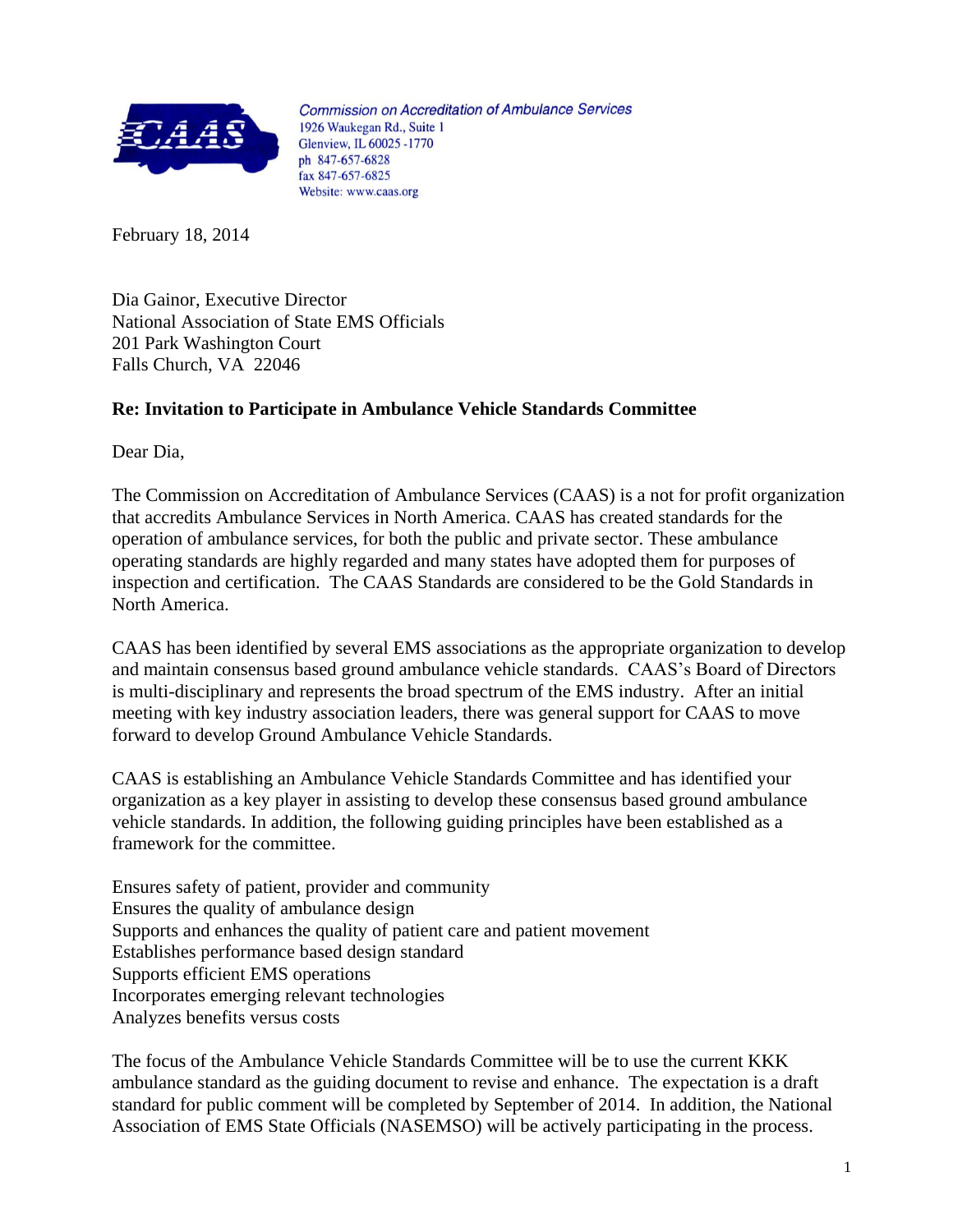*Commission on Accreditation of Ambulance Services*
1926 Waukegan Rd., Suite 1
Glenview, IL 60025 -1770
ph 847-657-6828
fax 847-657-6825
Website: www.caas.org

February 18, 2014

Dia Gainor, Executive Director
National Association of State EMS Officials
201 Park Washington Court
Falls Church, VA 22046

**Re: Invitation to Participate in Ambulance Vehicle Standards Committee**

Dear Dia,

The Commission on Accreditation of Ambulance Services (CAAS) is a not for profit organization that accredits Ambulance Services in North America. CAAS has created standards for the operation of ambulance services, for both the public and private sector. These ambulance operating standards are highly regarded and many states have adopted them for purposes of inspection and certification. The CAAS Standards are considered to be the Gold Standards in North America.

CAAS has been identified by several EMS associations as the appropriate organization to develop and maintain consensus based ground ambulance vehicle standards. CAAS's Board of Directors is multi-disciplinary and represents the broad spectrum of the EMS industry. After an initial meeting with key industry association leaders, there was general support for CAAS to move forward to develop Ground Ambulance Vehicle Standards.

CAAS is establishing an Ambulance Vehicle Standards Committee and has identified your organization as a key player in assisting to develop these consensus based ground ambulance vehicle standards. In addition, the following guiding principles have been established as a framework for the committee.

Ensures safety of patient, provider and community
Ensures the quality of ambulance design
Supports and enhances the quality of patient care and patient movement
Establishes performance based design standard
Supports efficient EMS operations
Incorporates emerging relevant technologies
Analyzes benefits versus costs

The focus of the Ambulance Vehicle Standards Committee will be to use the current KKK ambulance standard as the guiding document to revise and enhance. The expectation is a draft standard for public comment will be completed by September of 2014. In addition, the National Association of EMS State Officials (NASEMSO) will be actively participating in the process.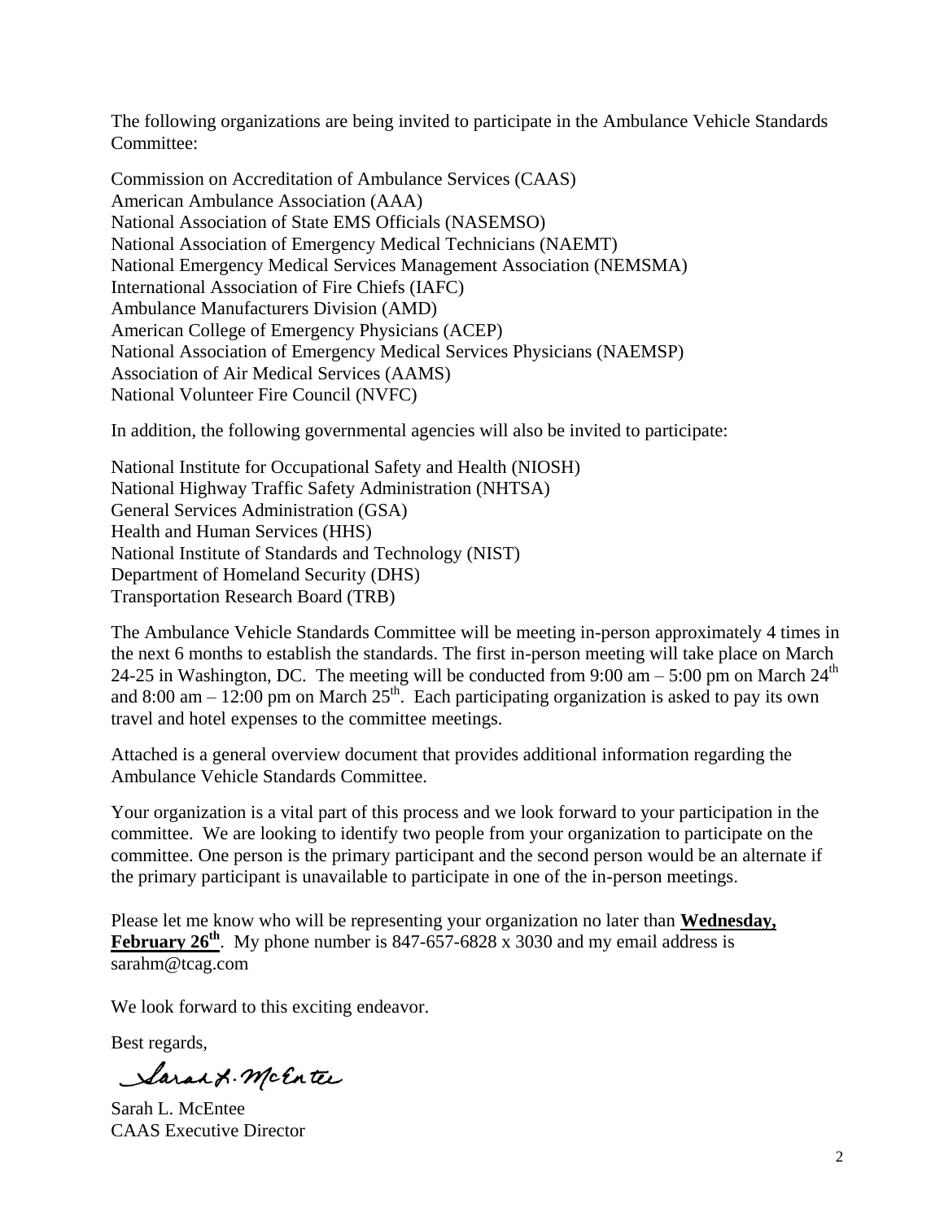The following organizations are being invited to participate in the Ambulance Vehicle Standards Committee:

Commission on Accreditation of Ambulance Services (CAAS)
American Ambulance Association (AAA)
National Association of State EMS Officials (NASEMSO)
National Association of Emergency Medical Technicians (NAEMT)
National Emergency Medical Services Management Association (NEMSMA)
International Association of Fire Chiefs (IAFC)
Ambulance Manufacturers Division (AMD)
American College of Emergency Physicians (ACEP)
National Association of Emergency Medical Services Physicians (NAEMSP)
Association of Air Medical Services (AAMS)
National Volunteer Fire Council (NVFC)

In addition, the following governmental agencies will also be invited to participate:

National Institute for Occupational Safety and Health (NIOSH)
National Highway Traffic Safety Administration (NHTSA)
General Services Administration (GSA)
Health and Human Services (HHS)
National Institute of Standards and Technology (NIST)
Department of Homeland Security (DHS)
Transportation Research Board (TRB)

The Ambulance Vehicle Standards Committee will be meeting in-person approximately 4 times in the next 6 months to establish the standards. The first in-person meeting will take place on March 24-25 in Washington, DC. The meeting will be conducted from 9:00 am – 5:00 pm on March 24th and 8:00 am – 12:00 pm on March 25th. Each participating organization is asked to pay its own travel and hotel expenses to the committee meetings.

Attached is a general overview document that provides additional information regarding the Ambulance Vehicle Standards Committee.

Your organization is a vital part of this process and we look forward to your participation in the committee. We are looking to identify two people from your organization to participate on the committee. One person is the primary participant and the second person would be an alternate if the primary participant is unavailable to participate in one of the in-person meetings.

Please let me know who will be representing your organization no later than **Wednesday, February 26th**. My phone number is 847-657-6828 x 3030 and my email address is sarahm@tcag.com

We look forward to this exciting endeavor.

Best regards,

Sarah L. McEntee

Sarah L. McEntee
CAAS Executive Director